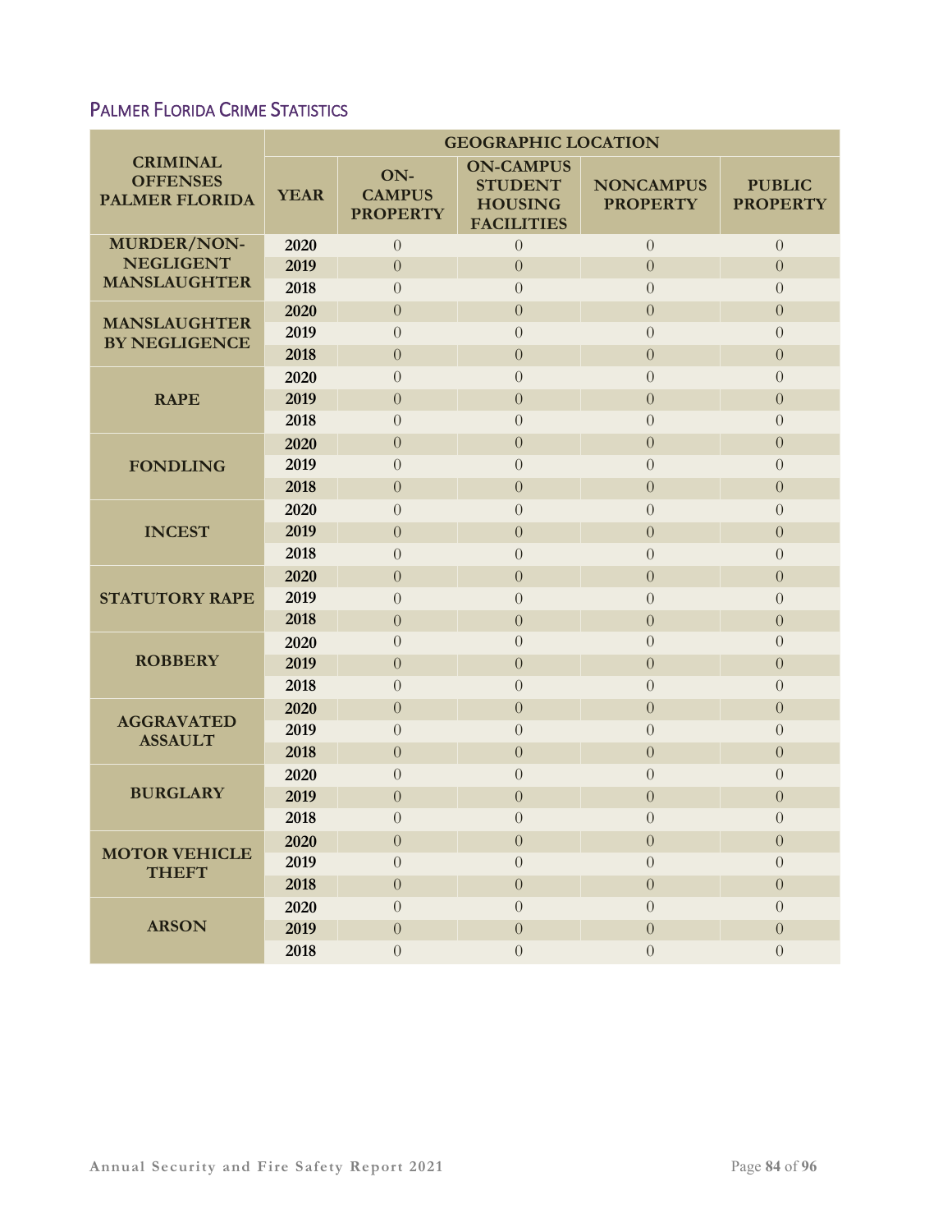## Palmer Florida Crime Statistics

| CRIMINAL OFFENSES PALMER FLORIDA | YEAR | GEOGRAPHIC LOCATION | | | |
|---|---|---|---|---|---|
| | | ON-CAMPUS PROPERTY | ON-CAMPUS STUDENT HOUSING FACILITIES | NONCAMPUS PROPERTY | PUBLIC PROPERTY |
| MURDER/NON-NEGLIGENT MANSLAUGHTER | 2020 | 0 | 0 | 0 | 0 |
| | 2019 | 0 | 0 | 0 | 0 |
| | 2018 | 0 | 0 | 0 | 0 |
| MANSLAUGHTER BY NEGLIGENCE | 2020 | 0 | 0 | 0 | 0 |
| | 2019 | 0 | 0 | 0 | 0 |
| | 2018 | 0 | 0 | 0 | 0 |
| RAPE | 2020 | 0 | 0 | 0 | 0 |
| | 2019 | 0 | 0 | 0 | 0 |
| | 2018 | 0 | 0 | 0 | 0 |
| FONDLING | 2020 | 0 | 0 | 0 | 0 |
| | 2019 | 0 | 0 | 0 | 0 |
| | 2018 | 0 | 0 | 0 | 0 |
| INCEST | 2020 | 0 | 0 | 0 | 0 |
| | 2019 | 0 | 0 | 0 | 0 |
| | 2018 | 0 | 0 | 0 | 0 |
| STATUTORY RAPE | 2020 | 0 | 0 | 0 | 0 |
| | 2019 | 0 | 0 | 0 | 0 |
| | 2018 | 0 | 0 | 0 | 0 |
| ROBBERY | 2020 | 0 | 0 | 0 | 0 |
| | 2019 | 0 | 0 | 0 | 0 |
| | 2018 | 0 | 0 | 0 | 0 |
| AGGRAVATED ASSAULT | 2020 | 0 | 0 | 0 | 0 |
| | 2019 | 0 | 0 | 0 | 0 |
| | 2018 | 0 | 0 | 0 | 0 |
| BURGLARY | 2020 | 0 | 0 | 0 | 0 |
| | 2019 | 0 | 0 | 0 | 0 |
| | 2018 | 0 | 0 | 0 | 0 |
| MOTOR VEHICLE THEFT | 2020 | 0 | 0 | 0 | 0 |
| | 2019 | 0 | 0 | 0 | 0 |
| | 2018 | 0 | 0 | 0 | 0 |
| ARSON | 2020 | 0 | 0 | 0 | 0 |
| | 2019 | 0 | 0 | 0 | 0 |
| | 2018 | 0 | 0 | 0 | 0 |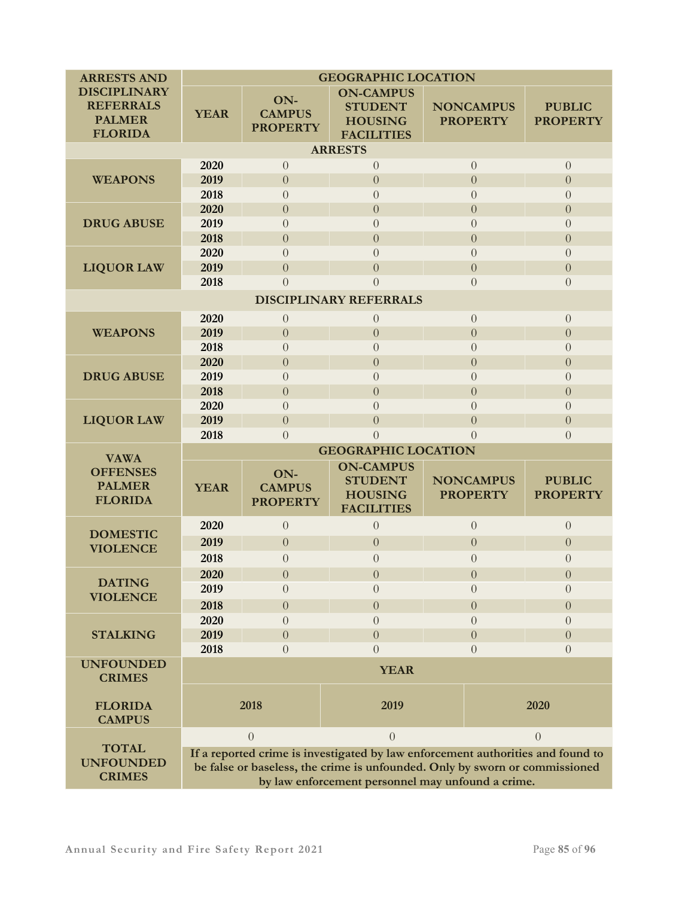| ARRESTS AND DISCIPLINARY REFERRALS PALMER FLORIDA | GEOGRAPHIC LOCATION | | | | |
|---|---|---|---|---|---|
| | YEAR | ON-CAMPUS PROPERTY | ON-CAMPUS STUDENT HOUSING FACILITIES | NONCAMPUS PROPERTY | PUBLIC PROPERTY |
| **ARRESTS** | | | | | |
| WEAPONS | 2020 | 0 | 0 | 0 | 0 |
| | 2019 | 0 | 0 | 0 | 0 |
| | 2018 | 0 | 0 | 0 | 0 |
| DRUG ABUSE | 2020 | 0 | 0 | 0 | 0 |
| | 2019 | 0 | 0 | 0 | 0 |
| | 2018 | 0 | 0 | 0 | 0 |
| LIQUOR LAW | 2020 | 0 | 0 | 0 | 0 |
| | 2019 | 0 | 0 | 0 | 0 |
| | 2018 | 0 | 0 | 0 | 0 |
| **DISCIPLINARY REFERRALS** | | | | | |
| WEAPONS | 2020 | 0 | 0 | 0 | 0 |
| | 2019 | 0 | 0 | 0 | 0 |
| | 2018 | 0 | 0 | 0 | 0 |
| DRUG ABUSE | 2020 | 0 | 0 | 0 | 0 |
| | 2019 | 0 | 0 | 0 | 0 |
| | 2018 | 0 | 0 | 0 | 0 |
| LIQUOR LAW | 2020 | 0 | 0 | 0 | 0 |
| | 2019 | 0 | 0 | 0 | 0 |
| | 2018 | 0 | 0 | 0 | 0 |

| VAWA OFFENSES PALMER FLORIDA | GEOGRAPHIC LOCATION | | | | |
|---|---|---|---|---|---|
| | YEAR | ON-CAMPUS PROPERTY | ON-CAMPUS STUDENT HOUSING FACILITIES | NONCAMPUS PROPERTY | PUBLIC PROPERTY |
| DOMESTIC VIOLENCE | 2020 | 0 | 0 | 0 | 0 |
| | 2019 | 0 | 0 | 0 | 0 |
| | 2018 | 0 | 0 | 0 | 0 |
| DATING VIOLENCE | 2020 | 0 | 0 | 0 | 0 |
| | 2019 | 0 | 0 | 0 | 0 |
| | 2018 | 0 | 0 | 0 | 0 |
| STALKING | 2020 | 0 | 0 | 0 | 0 |
| | 2019 | 0 | 0 | 0 | 0 |
| | 2018 | 0 | 0 | 0 | 0 |

| UNFOUNDED CRIMES FLORIDA CAMPUS | YEAR | | |
|---|---|---|---|
| | 2018 | 2019 | 2020 |
| TOTAL UNFOUNDED CRIMES | 0 | 0 | 0 |
| | If a reported crime is investigated by law enforcement authorities and found to be false or baseless, the crime is unfounded. Only by sworn or commissioned by law enforcement personnel may unfound a crime. | | |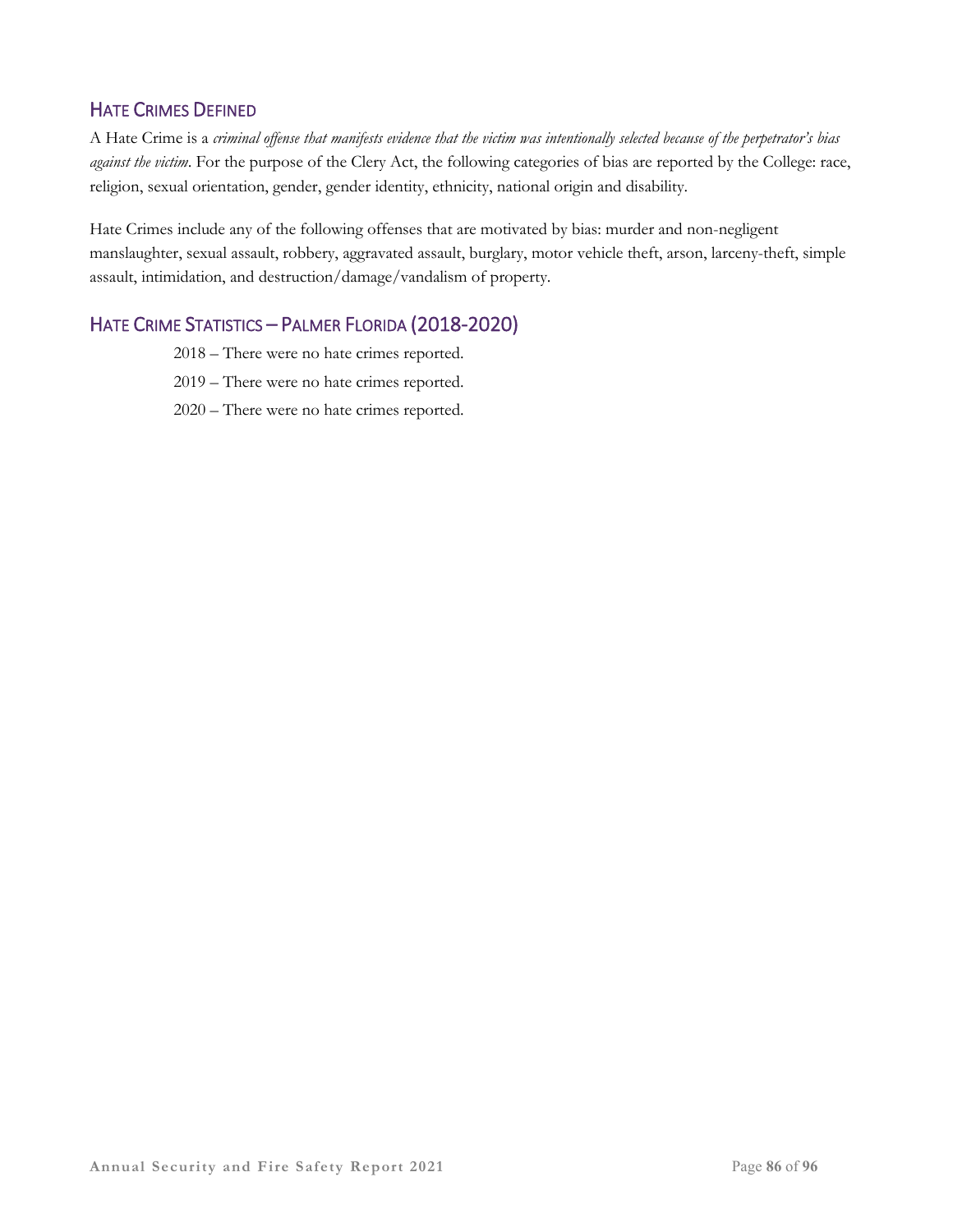## Hate Crimes Defined

A Hate Crime is a *criminal offense that manifests evidence that the victim was intentionally selected because of the perpetrator's bias against the victim*. For the purpose of the Clery Act, the following categories of bias are reported by the College: race, religion, sexual orientation, gender, gender identity, ethnicity, national origin and disability.

Hate Crimes include any of the following offenses that are motivated by bias: murder and non-negligent manslaughter, sexual assault, robbery, aggravated assault, burglary, motor vehicle theft, arson, larceny-theft, simple assault, intimidation, and destruction/damage/vandalism of property.

## Hate Crime Statistics – Palmer Florida (2018-2020)

2018 – There were no hate crimes reported.

2019 – There were no hate crimes reported.

2020 – There were no hate crimes reported.